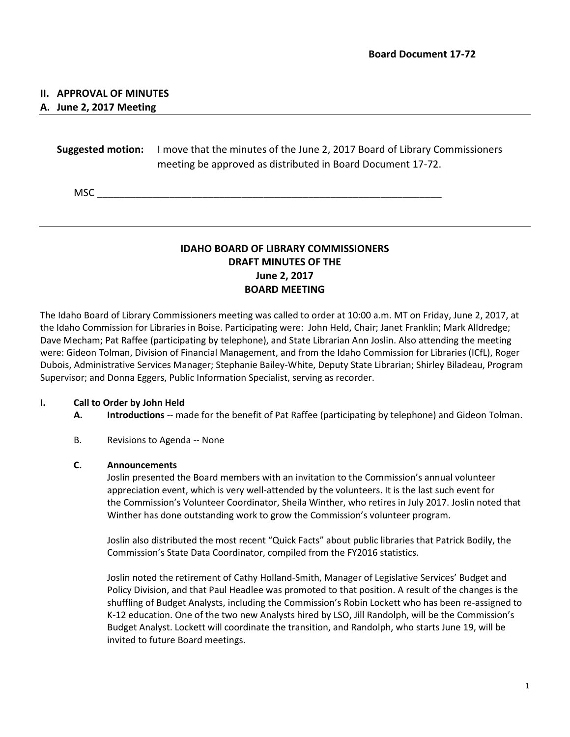**Board Document 17-72**

## II. APPROVAL OF MINUTES

### A. June 2, 2017 Meeting

**Suggested motion:** I move that the minutes of the June 2, 2017 Board of Library Commissioners meeting be approved as distributed in Board Document 17-72.

MSC ______________________________________________________________

---

# IDAHO BOARD OF LIBRARY COMMISSIONERS
## DRAFT MINUTES OF THE
## June 2, 2017
## BOARD MEETING

The Idaho Board of Library Commissioners meeting was called to order at 10:00 a.m. MT on Friday, June 2, 2017, at the Idaho Commission for Libraries in Boise. Participating were: John Held, Chair; Janet Franklin; Mark Alldredge; Dave Mecham; Pat Raffee (participating by telephone), and State Librarian Ann Joslin. Also attending the meeting were: Gideon Tolman, Division of Financial Management, and from the Idaho Commission for Libraries (ICfL), Roger Dubois, Administrative Services Manager; Stephanie Bailey-White, Deputy State Librarian; Shirley Biladeau, Program Supervisor; and Donna Eggers, Public Information Specialist, serving as recorder.

**I. Call to Order by John Held**

**A. Introductions** -- made for the benefit of Pat Raffee (participating by telephone) and Gideon Tolman.

B. Revisions to Agenda -- None

**C. Announcements**

Joslin presented the Board members with an invitation to the Commission's annual volunteer appreciation event, which is very well-attended by the volunteers. It is the last such event for the Commission's Volunteer Coordinator, Sheila Winther, who retires in July 2017. Joslin noted that Winther has done outstanding work to grow the Commission's volunteer program.

Joslin also distributed the most recent "Quick Facts" about public libraries that Patrick Bodily, the Commission's State Data Coordinator, compiled from the FY2016 statistics.

Joslin noted the retirement of Cathy Holland-Smith, Manager of Legislative Services' Budget and Policy Division, and that Paul Headlee was promoted to that position. A result of the changes is the shuffling of Budget Analysts, including the Commission's Robin Lockett who has been re-assigned to K-12 education. One of the two new Analysts hired by LSO, Jill Randolph, will be the Commission's Budget Analyst. Lockett will coordinate the transition, and Randolph, who starts June 19, will be invited to future Board meetings.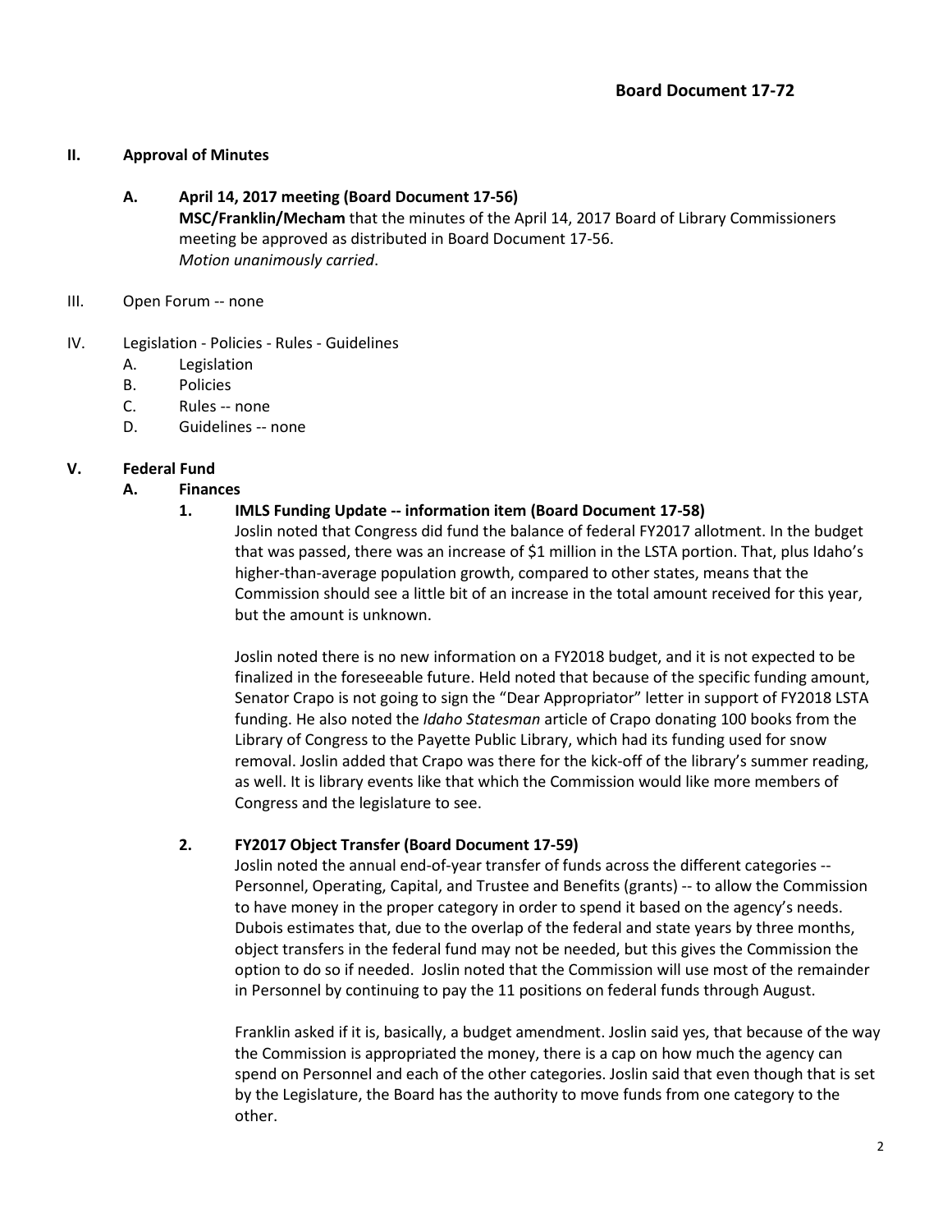**Board Document 17-72**

## II. Approval of Minutes

### A. April 14, 2017 meeting (Board Document 17-56)

**MSC/Franklin/Mecham** that the minutes of the April 14, 2017 Board of Library Commissioners meeting be approved as distributed in Board Document 17-56.
*Motion unanimously carried*.

III. Open Forum -- none

IV. Legislation - Policies - Rules - Guidelines

A. Legislation
B. Policies
C. Rules -- none
D. Guidelines -- none

## V. Federal Fund

### A. Finances

#### 1. IMLS Funding Update -- information item (Board Document 17-58)

Joslin noted that Congress did fund the balance of federal FY2017 allotment. In the budget that was passed, there was an increase of $1 million in the LSTA portion. That, plus Idaho's higher-than-average population growth, compared to other states, means that the Commission should see a little bit of an increase in the total amount received for this year, but the amount is unknown.

Joslin noted there is no new information on a FY2018 budget, and it is not expected to be finalized in the foreseeable future. Held noted that because of the specific funding amount, Senator Crapo is not going to sign the "Dear Appropriator" letter in support of FY2018 LSTA funding. He also noted the *Idaho Statesman* article of Crapo donating 100 books from the Library of Congress to the Payette Public Library, which had its funding used for snow removal. Joslin added that Crapo was there for the kick-off of the library's summer reading, as well. It is library events like that which the Commission would like more members of Congress and the legislature to see.

#### 2. FY2017 Object Transfer (Board Document 17-59)

Joslin noted the annual end-of-year transfer of funds across the different categories -- Personnel, Operating, Capital, and Trustee and Benefits (grants) -- to allow the Commission to have money in the proper category in order to spend it based on the agency's needs. Dubois estimates that, due to the overlap of the federal and state years by three months, object transfers in the federal fund may not be needed, but this gives the Commission the option to do so if needed. Joslin noted that the Commission will use most of the remainder in Personnel by continuing to pay the 11 positions on federal funds through August.

Franklin asked if it is, basically, a budget amendment. Joslin said yes, that because of the way the Commission is appropriated the money, there is a cap on how much the agency can spend on Personnel and each of the other categories. Joslin said that even though that is set by the Legislature, the Board has the authority to move funds from one category to the other.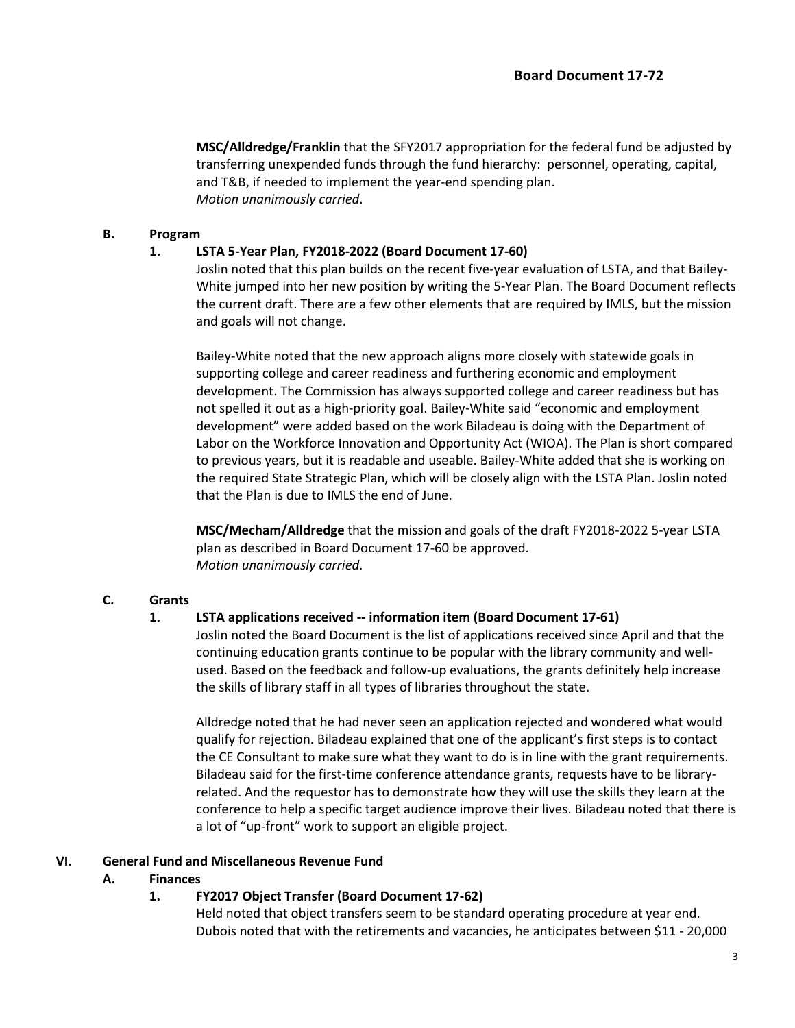**MSC/Alldredge/Franklin** that the SFY2017 appropriation for the federal fund be adjusted by transferring unexpended funds through the fund hierarchy: personnel, operating, capital, and T&B, if needed to implement the year-end spending plan.
*Motion unanimously carried*.

**B. Program**

**1. LSTA 5-Year Plan, FY2018-2022 (Board Document 17-60)**

Joslin noted that this plan builds on the recent five-year evaluation of LSTA, and that Bailey-White jumped into her new position by writing the 5-Year Plan. The Board Document reflects the current draft. There are a few other elements that are required by IMLS, but the mission and goals will not change.

Bailey-White noted that the new approach aligns more closely with statewide goals in supporting college and career readiness and furthering economic and employment development. The Commission has always supported college and career readiness but has not spelled it out as a high-priority goal. Bailey-White said "economic and employment development" were added based on the work Biladeau is doing with the Department of Labor on the Workforce Innovation and Opportunity Act (WIOA). The Plan is short compared to previous years, but it is readable and useable. Bailey-White added that she is working on the required State Strategic Plan, which will be closely align with the LSTA Plan. Joslin noted that the Plan is due to IMLS the end of June.

**MSC/Mecham/Alldredge** that the mission and goals of the draft FY2018-2022 5-year LSTA plan as described in Board Document 17-60 be approved.
*Motion unanimously carried*.

**C. Grants**

**1. LSTA applications received -- information item (Board Document 17-61)**

Joslin noted the Board Document is the list of applications received since April and that the continuing education grants continue to be popular with the library community and well-used. Based on the feedback and follow-up evaluations, the grants definitely help increase the skills of library staff in all types of libraries throughout the state.

Alldredge noted that he had never seen an application rejected and wondered what would qualify for rejection. Biladeau explained that one of the applicant's first steps is to contact the CE Consultant to make sure what they want to do is in line with the grant requirements. Biladeau said for the first-time conference attendance grants, requests have to be library-related. And the requestor has to demonstrate how they will use the skills they learn at the conference to help a specific target audience improve their lives. Biladeau noted that there is a lot of "up-front" work to support an eligible project.

**VI. General Fund and Miscellaneous Revenue Fund**

**A. Finances**

**1. FY2017 Object Transfer (Board Document 17-62)**

Held noted that object transfers seem to be standard operating procedure at year end. Dubois noted that with the retirements and vacancies, he anticipates between $11 - 20,000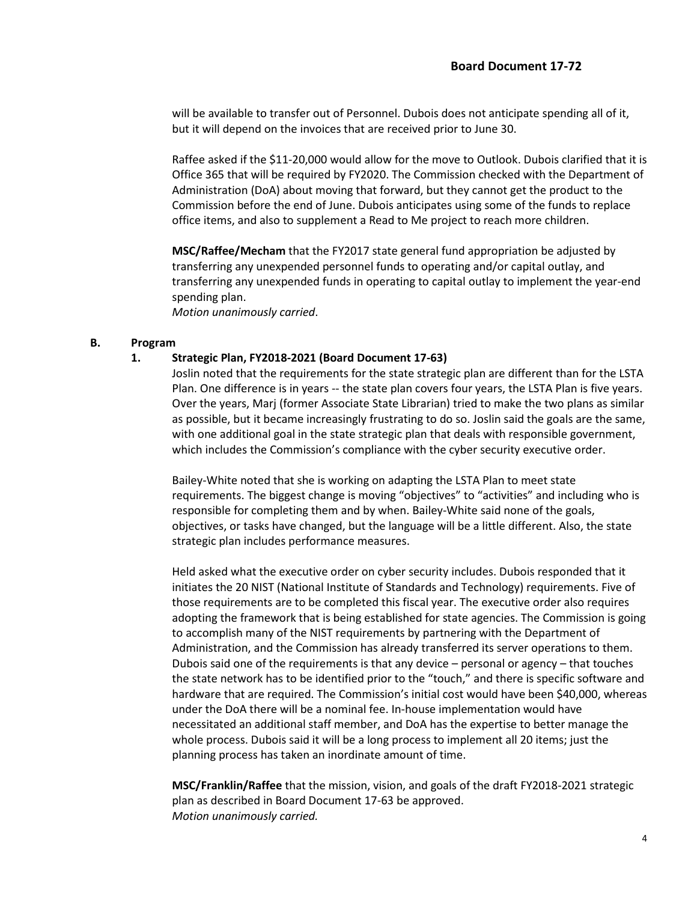will be available to transfer out of Personnel. Dubois does not anticipate spending all of it, but it will depend on the invoices that are received prior to June 30.

Raffee asked if the $11-20,000 would allow for the move to Outlook. Dubois clarified that it is Office 365 that will be required by FY2020. The Commission checked with the Department of Administration (DoA) about moving that forward, but they cannot get the product to the Commission before the end of June. Dubois anticipates using some of the funds to replace office items, and also to supplement a Read to Me project to reach more children.

**MSC/Raffee/Mecham** that the FY2017 state general fund appropriation be adjusted by transferring any unexpended personnel funds to operating and/or capital outlay, and transferring any unexpended funds in operating to capital outlay to implement the year-end spending plan.
*Motion unanimously carried*.

## B. Program

### 1. Strategic Plan, FY2018-2021 (Board Document 17-63)

Joslin noted that the requirements for the state strategic plan are different than for the LSTA Plan. One difference is in years -- the state plan covers four years, the LSTA Plan is five years. Over the years, Marj (former Associate State Librarian) tried to make the two plans as similar as possible, but it became increasingly frustrating to do so. Joslin said the goals are the same, with one additional goal in the state strategic plan that deals with responsible government, which includes the Commission's compliance with the cyber security executive order.

Bailey-White noted that she is working on adapting the LSTA Plan to meet state requirements. The biggest change is moving "objectives" to "activities" and including who is responsible for completing them and by when. Bailey-White said none of the goals, objectives, or tasks have changed, but the language will be a little different. Also, the state strategic plan includes performance measures.

Held asked what the executive order on cyber security includes. Dubois responded that it initiates the 20 NIST (National Institute of Standards and Technology) requirements. Five of those requirements are to be completed this fiscal year. The executive order also requires adopting the framework that is being established for state agencies. The Commission is going to accomplish many of the NIST requirements by partnering with the Department of Administration, and the Commission has already transferred its server operations to them. Dubois said one of the requirements is that any device – personal or agency – that touches the state network has to be identified prior to the "touch," and there is specific software and hardware that are required. The Commission's initial cost would have been $40,000, whereas under the DoA there will be a nominal fee. In-house implementation would have necessitated an additional staff member, and DoA has the expertise to better manage the whole process. Dubois said it will be a long process to implement all 20 items; just the planning process has taken an inordinate amount of time.

**MSC/Franklin/Raffee** that the mission, vision, and goals of the draft FY2018-2021 strategic plan as described in Board Document 17-63 be approved.
*Motion unanimously carried.*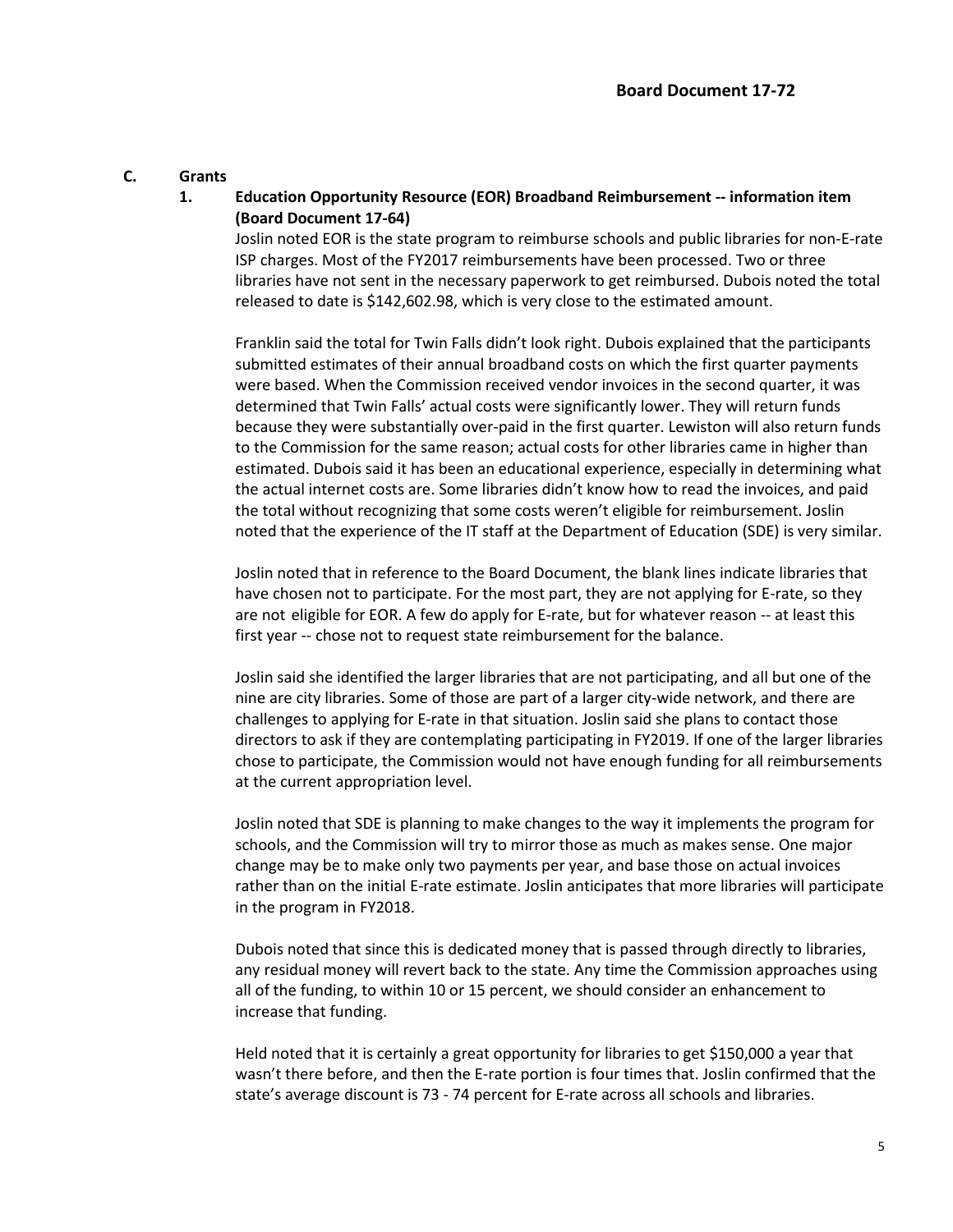## C. Grants

### 1. Education Opportunity Resource (EOR) Broadband Reimbursement -- information item (Board Document 17-64)

Joslin noted EOR is the state program to reimburse schools and public libraries for non-E-rate ISP charges. Most of the FY2017 reimbursements have been processed. Two or three libraries have not sent in the necessary paperwork to get reimbursed. Dubois noted the total released to date is $142,602.98, which is very close to the estimated amount.

Franklin said the total for Twin Falls didn't look right. Dubois explained that the participants submitted estimates of their annual broadband costs on which the first quarter payments were based. When the Commission received vendor invoices in the second quarter, it was determined that Twin Falls' actual costs were significantly lower. They will return funds because they were substantially over-paid in the first quarter. Lewiston will also return funds to the Commission for the same reason; actual costs for other libraries came in higher than estimated. Dubois said it has been an educational experience, especially in determining what the actual internet costs are. Some libraries didn't know how to read the invoices, and paid the total without recognizing that some costs weren't eligible for reimbursement. Joslin noted that the experience of the IT staff at the Department of Education (SDE) is very similar.

Joslin noted that in reference to the Board Document, the blank lines indicate libraries that have chosen not to participate. For the most part, they are not applying for E-rate, so they are not eligible for EOR. A few do apply for E-rate, but for whatever reason -- at least this first year -- chose not to request state reimbursement for the balance.

Joslin said she identified the larger libraries that are not participating, and all but one of the nine are city libraries. Some of those are part of a larger city-wide network, and there are challenges to applying for E-rate in that situation. Joslin said she plans to contact those directors to ask if they are contemplating participating in FY2019. If one of the larger libraries chose to participate, the Commission would not have enough funding for all reimbursements at the current appropriation level.

Joslin noted that SDE is planning to make changes to the way it implements the program for schools, and the Commission will try to mirror those as much as makes sense. One major change may be to make only two payments per year, and base those on actual invoices rather than on the initial E-rate estimate. Joslin anticipates that more libraries will participate in the program in FY2018.

Dubois noted that since this is dedicated money that is passed through directly to libraries, any residual money will revert back to the state. Any time the Commission approaches using all of the funding, to within 10 or 15 percent, we should consider an enhancement to increase that funding.

Held noted that it is certainly a great opportunity for libraries to get $150,000 a year that wasn't there before, and then the E-rate portion is four times that. Joslin confirmed that the state's average discount is 73 - 74 percent for E-rate across all schools and libraries.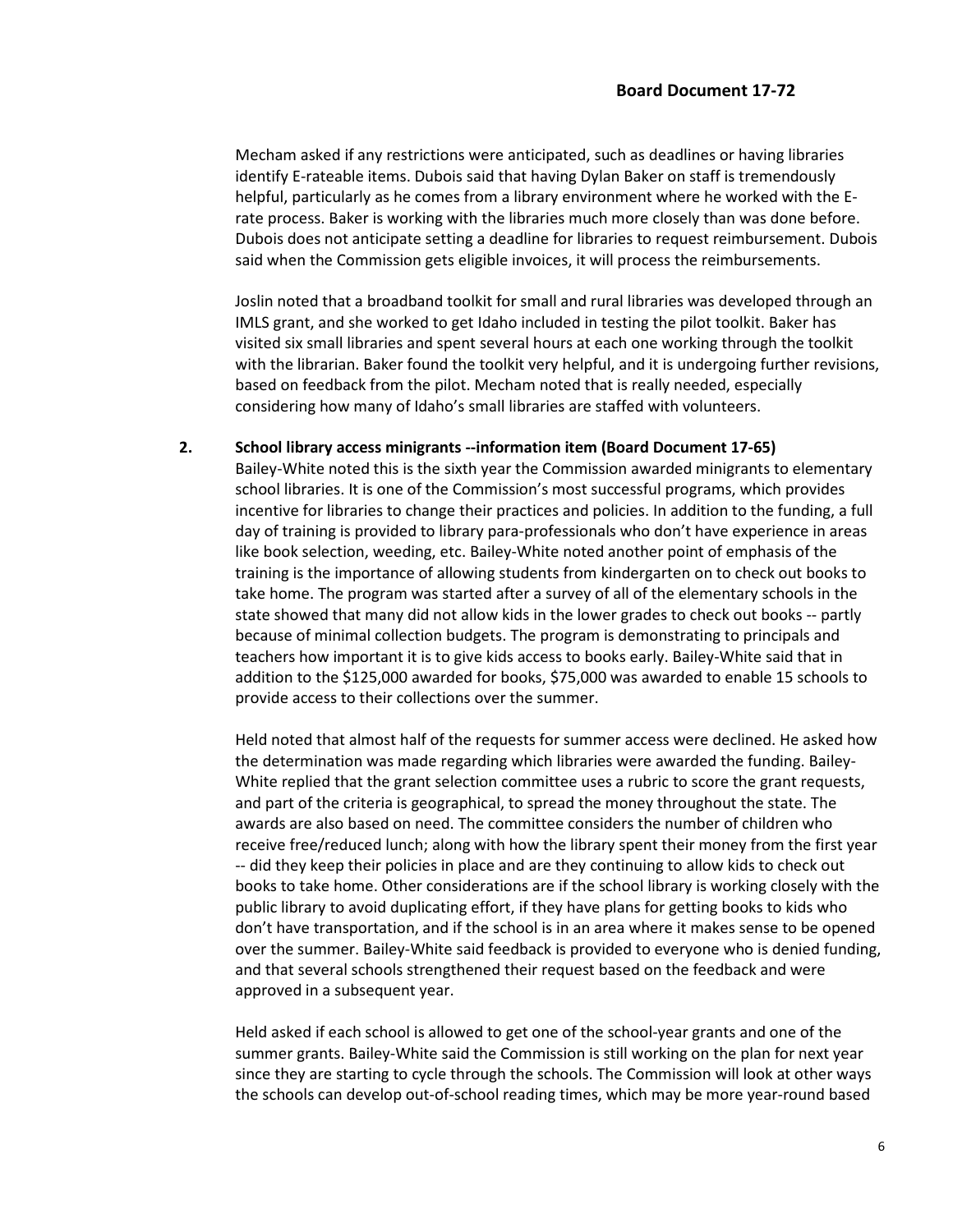Mecham asked if any restrictions were anticipated, such as deadlines or having libraries identify E-rateable items. Dubois said that having Dylan Baker on staff is tremendously helpful, particularly as he comes from a library environment where he worked with the E-rate process. Baker is working with the libraries much more closely than was done before. Dubois does not anticipate setting a deadline for libraries to request reimbursement. Dubois said when the Commission gets eligible invoices, it will process the reimbursements.

Joslin noted that a broadband toolkit for small and rural libraries was developed through an IMLS grant, and she worked to get Idaho included in testing the pilot toolkit. Baker has visited six small libraries and spent several hours at each one working through the toolkit with the librarian. Baker found the toolkit very helpful, and it is undergoing further revisions, based on feedback from the pilot. Mecham noted that is really needed, especially considering how many of Idaho's small libraries are staffed with volunteers.

**2. School library access minigrants --information item (Board Document 17-65)**

Bailey-White noted this is the sixth year the Commission awarded minigrants to elementary school libraries. It is one of the Commission's most successful programs, which provides incentive for libraries to change their practices and policies. In addition to the funding, a full day of training is provided to library para-professionals who don't have experience in areas like book selection, weeding, etc. Bailey-White noted another point of emphasis of the training is the importance of allowing students from kindergarten on to check out books to take home. The program was started after a survey of all of the elementary schools in the state showed that many did not allow kids in the lower grades to check out books -- partly because of minimal collection budgets. The program is demonstrating to principals and teachers how important it is to give kids access to books early. Bailey-White said that in addition to the $125,000 awarded for books, $75,000 was awarded to enable 15 schools to provide access to their collections over the summer.

Held noted that almost half of the requests for summer access were declined. He asked how the determination was made regarding which libraries were awarded the funding. Bailey-White replied that the grant selection committee uses a rubric to score the grant requests, and part of the criteria is geographical, to spread the money throughout the state. The awards are also based on need. The committee considers the number of children who receive free/reduced lunch; along with how the library spent their money from the first year -- did they keep their policies in place and are they continuing to allow kids to check out books to take home. Other considerations are if the school library is working closely with the public library to avoid duplicating effort, if they have plans for getting books to kids who don't have transportation, and if the school is in an area where it makes sense to be opened over the summer. Bailey-White said feedback is provided to everyone who is denied funding, and that several schools strengthened their request based on the feedback and were approved in a subsequent year.

Held asked if each school is allowed to get one of the school-year grants and one of the summer grants. Bailey-White said the Commission is still working on the plan for next year since they are starting to cycle through the schools. The Commission will look at other ways the schools can develop out-of-school reading times, which may be more year-round based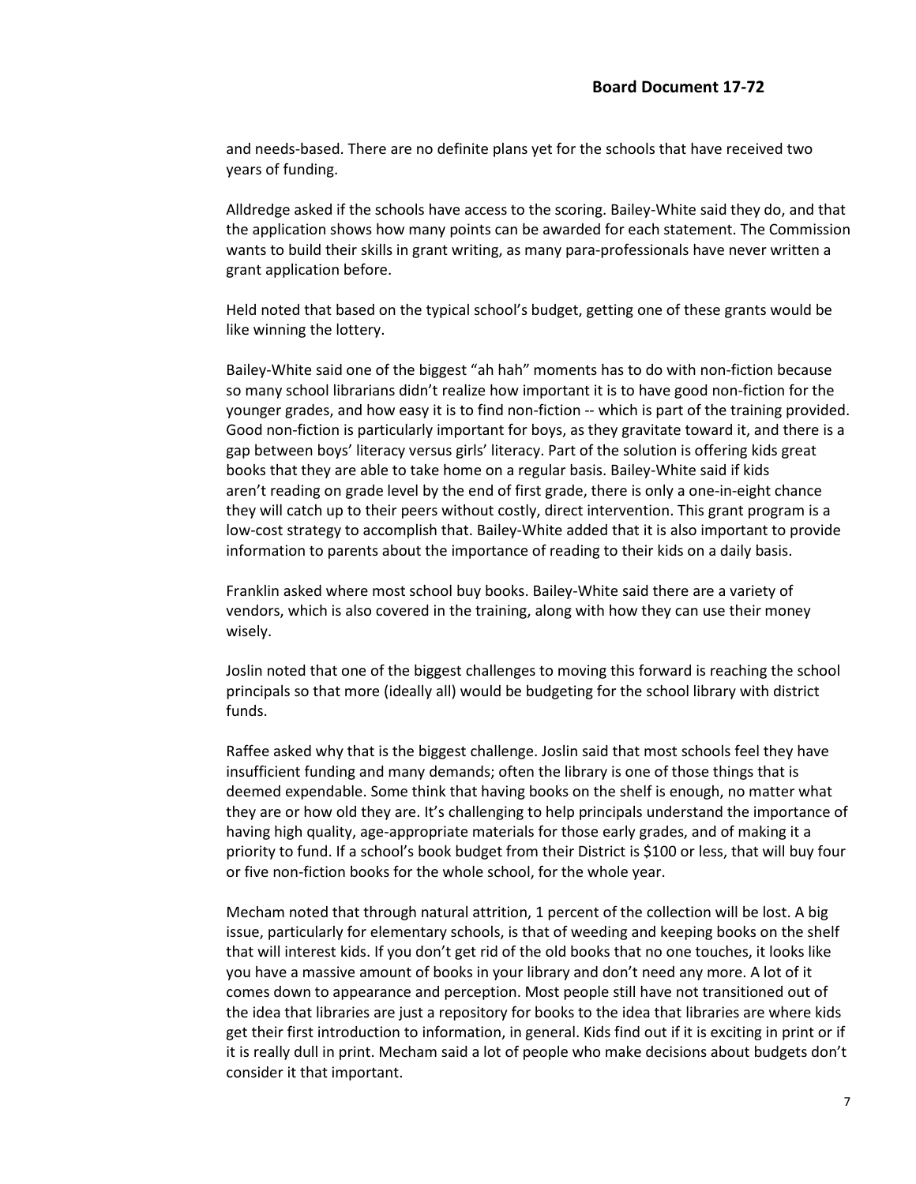and needs-based. There are no definite plans yet for the schools that have received two years of funding.

Alldredge asked if the schools have access to the scoring. Bailey-White said they do, and that the application shows how many points can be awarded for each statement. The Commission wants to build their skills in grant writing, as many para-professionals have never written a grant application before.

Held noted that based on the typical school's budget, getting one of these grants would be like winning the lottery.

Bailey-White said one of the biggest "ah hah" moments has to do with non-fiction because so many school librarians didn't realize how important it is to have good non-fiction for the younger grades, and how easy it is to find non-fiction -- which is part of the training provided. Good non-fiction is particularly important for boys, as they gravitate toward it, and there is a gap between boys' literacy versus girls' literacy. Part of the solution is offering kids great books that they are able to take home on a regular basis. Bailey-White said if kids aren't reading on grade level by the end of first grade, there is only a one-in-eight chance they will catch up to their peers without costly, direct intervention. This grant program is a low-cost strategy to accomplish that. Bailey-White added that it is also important to provide information to parents about the importance of reading to their kids on a daily basis.

Franklin asked where most school buy books. Bailey-White said there are a variety of vendors, which is also covered in the training, along with how they can use their money wisely.

Joslin noted that one of the biggest challenges to moving this forward is reaching the school principals so that more (ideally all) would be budgeting for the school library with district funds.

Raffee asked why that is the biggest challenge. Joslin said that most schools feel they have insufficient funding and many demands; often the library is one of those things that is deemed expendable. Some think that having books on the shelf is enough, no matter what they are or how old they are. It's challenging to help principals understand the importance of having high quality, age-appropriate materials for those early grades, and of making it a priority to fund. If a school's book budget from their District is $100 or less, that will buy four or five non-fiction books for the whole school, for the whole year.

Mecham noted that through natural attrition, 1 percent of the collection will be lost. A big issue, particularly for elementary schools, is that of weeding and keeping books on the shelf that will interest kids. If you don't get rid of the old books that no one touches, it looks like you have a massive amount of books in your library and don't need any more. A lot of it comes down to appearance and perception. Most people still have not transitioned out of the idea that libraries are just a repository for books to the idea that libraries are where kids get their first introduction to information, in general. Kids find out if it is exciting in print or if it is really dull in print. Mecham said a lot of people who make decisions about budgets don't consider it that important.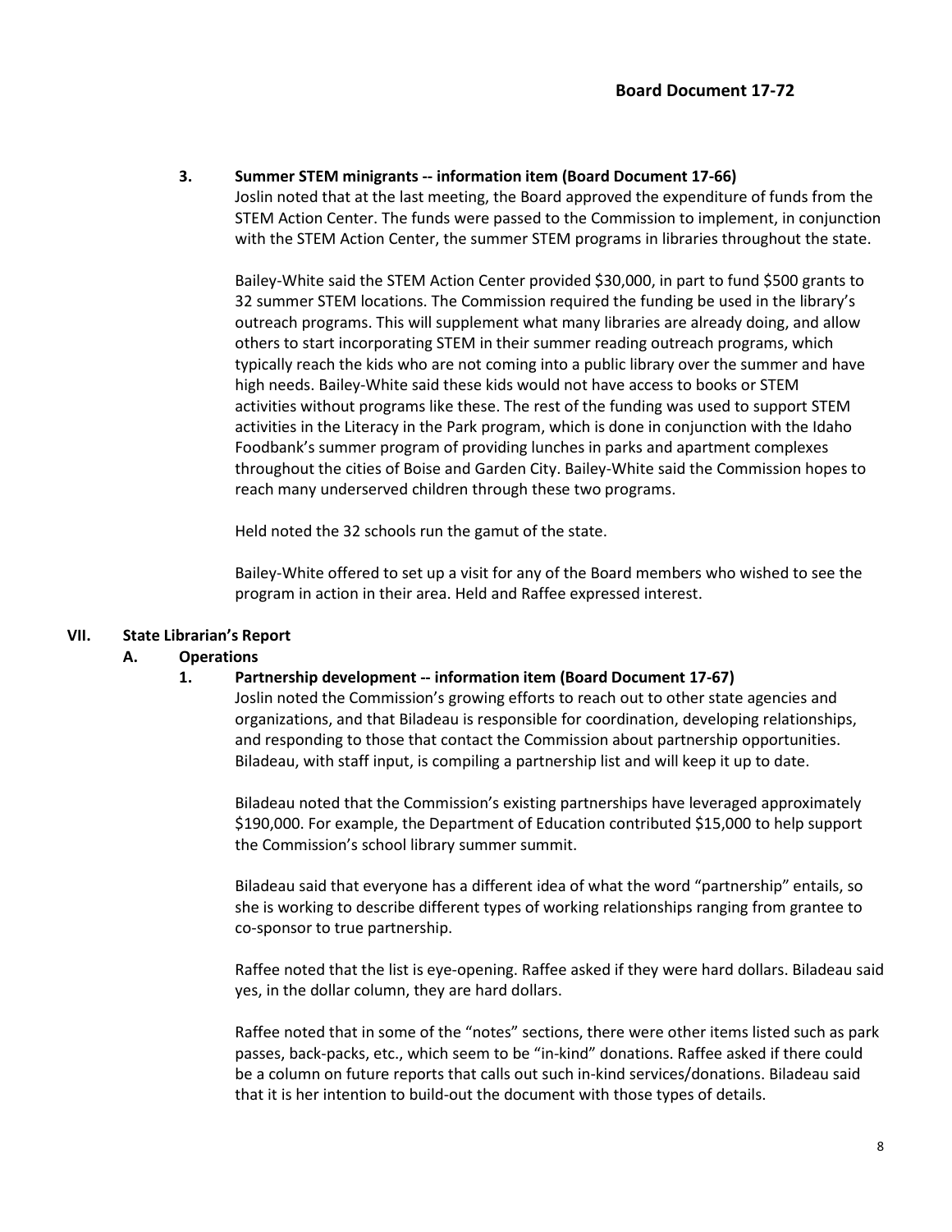**Board Document 17-72**

**3. Summer STEM minigrants -- information item (Board Document 17-66)**

Joslin noted that at the last meeting, the Board approved the expenditure of funds from the STEM Action Center. The funds were passed to the Commission to implement, in conjunction with the STEM Action Center, the summer STEM programs in libraries throughout the state.

Bailey-White said the STEM Action Center provided $30,000, in part to fund $500 grants to 32 summer STEM locations. The Commission required the funding be used in the library's outreach programs. This will supplement what many libraries are already doing, and allow others to start incorporating STEM in their summer reading outreach programs, which typically reach the kids who are not coming into a public library over the summer and have high needs. Bailey-White said these kids would not have access to books or STEM activities without programs like these. The rest of the funding was used to support STEM activities in the Literacy in the Park program, which is done in conjunction with the Idaho Foodbank's summer program of providing lunches in parks and apartment complexes throughout the cities of Boise and Garden City. Bailey-White said the Commission hopes to reach many underserved children through these two programs.

Held noted the 32 schools run the gamut of the state.

Bailey-White offered to set up a visit for any of the Board members who wished to see the program in action in their area. Held and Raffee expressed interest.

## VII. State Librarian's Report

### A. Operations

**1. Partnership development -- information item (Board Document 17-67)**

Joslin noted the Commission's growing efforts to reach out to other state agencies and organizations, and that Biladeau is responsible for coordination, developing relationships, and responding to those that contact the Commission about partnership opportunities. Biladeau, with staff input, is compiling a partnership list and will keep it up to date.

Biladeau noted that the Commission's existing partnerships have leveraged approximately $190,000. For example, the Department of Education contributed $15,000 to help support the Commission's school library summer summit.

Biladeau said that everyone has a different idea of what the word "partnership" entails, so she is working to describe different types of working relationships ranging from grantee to co-sponsor to true partnership.

Raffee noted that the list is eye-opening. Raffee asked if they were hard dollars. Biladeau said yes, in the dollar column, they are hard dollars.

Raffee noted that in some of the "notes" sections, there were other items listed such as park passes, back-packs, etc., which seem to be "in-kind" donations. Raffee asked if there could be a column on future reports that calls out such in-kind services/donations. Biladeau said that it is her intention to build-out the document with those types of details.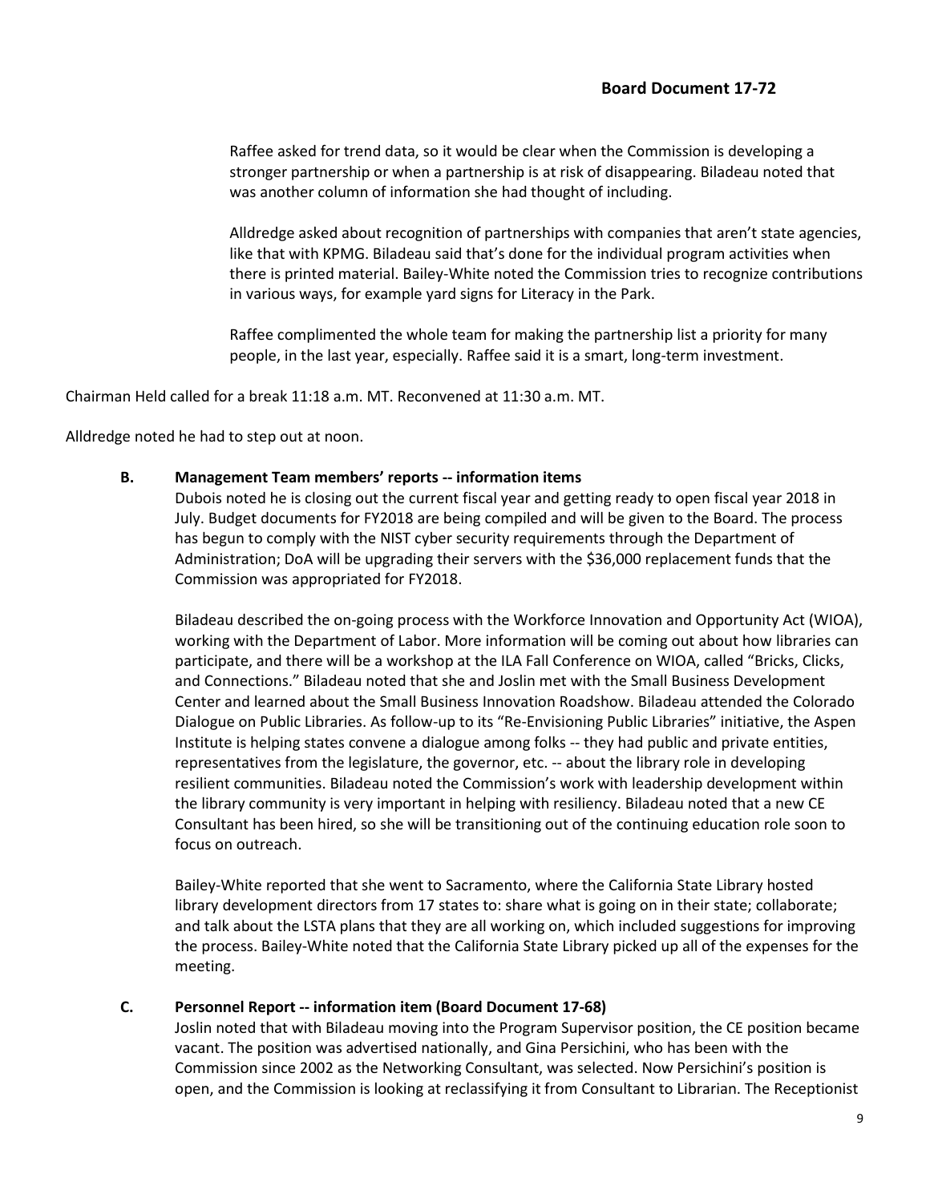Raffee asked for trend data, so it would be clear when the Commission is developing a stronger partnership or when a partnership is at risk of disappearing. Biladeau noted that was another column of information she had thought of including.

Alldredge asked about recognition of partnerships with companies that aren't state agencies, like that with KPMG. Biladeau said that's done for the individual program activities when there is printed material. Bailey-White noted the Commission tries to recognize contributions in various ways, for example yard signs for Literacy in the Park.

Raffee complimented the whole team for making the partnership list a priority for many people, in the last year, especially. Raffee said it is a smart, long-term investment.

Chairman Held called for a break 11:18 a.m. MT. Reconvened at 11:30 a.m. MT.

Alldredge noted he had to step out at noon.

**B. Management Team members' reports -- information items**

Dubois noted he is closing out the current fiscal year and getting ready to open fiscal year 2018 in July. Budget documents for FY2018 are being compiled and will be given to the Board. The process has begun to comply with the NIST cyber security requirements through the Department of Administration; DoA will be upgrading their servers with the $36,000 replacement funds that the Commission was appropriated for FY2018.

Biladeau described the on-going process with the Workforce Innovation and Opportunity Act (WIOA), working with the Department of Labor. More information will be coming out about how libraries can participate, and there will be a workshop at the ILA Fall Conference on WIOA, called "Bricks, Clicks, and Connections." Biladeau noted that she and Joslin met with the Small Business Development Center and learned about the Small Business Innovation Roadshow. Biladeau attended the Colorado Dialogue on Public Libraries. As follow-up to its "Re-Envisioning Public Libraries" initiative, the Aspen Institute is helping states convene a dialogue among folks -- they had public and private entities, representatives from the legislature, the governor, etc. -- about the library role in developing resilient communities. Biladeau noted the Commission's work with leadership development within the library community is very important in helping with resiliency. Biladeau noted that a new CE Consultant has been hired, so she will be transitioning out of the continuing education role soon to focus on outreach.

Bailey-White reported that she went to Sacramento, where the California State Library hosted library development directors from 17 states to: share what is going on in their state; collaborate; and talk about the LSTA plans that they are all working on, which included suggestions for improving the process. Bailey-White noted that the California State Library picked up all of the expenses for the meeting.

**C. Personnel Report -- information item (Board Document 17-68)**

Joslin noted that with Biladeau moving into the Program Supervisor position, the CE position became vacant. The position was advertised nationally, and Gina Persichini, who has been with the Commission since 2002 as the Networking Consultant, was selected. Now Persichini's position is open, and the Commission is looking at reclassifying it from Consultant to Librarian. The Receptionist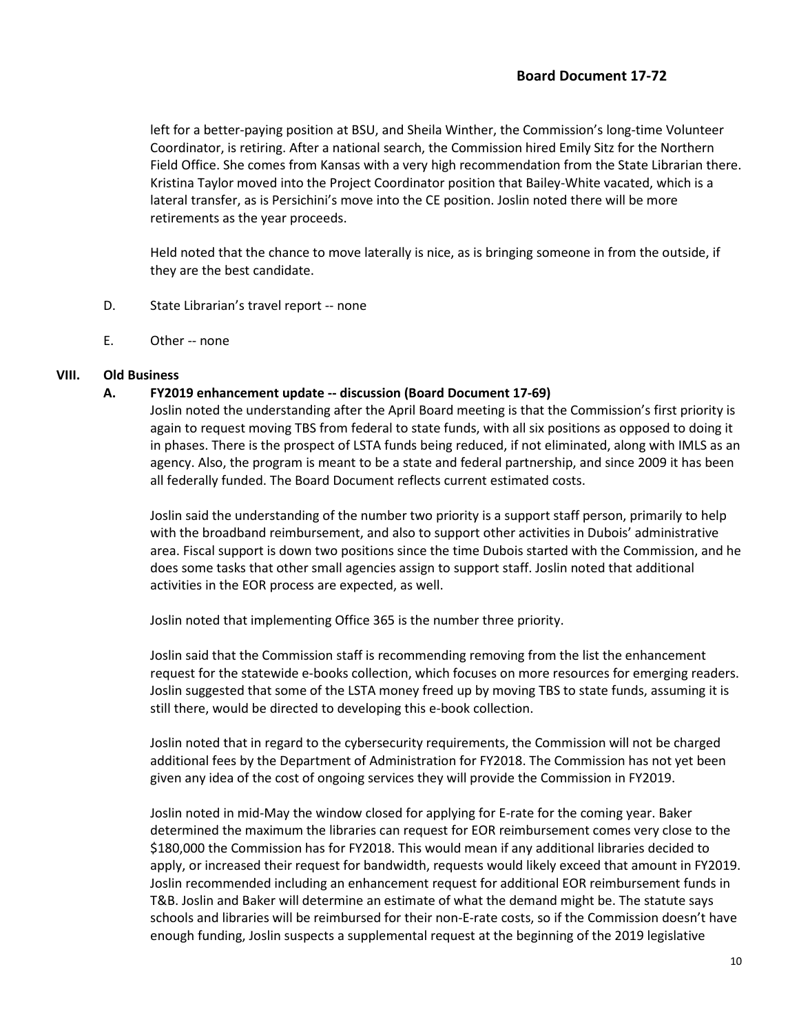left for a better-paying position at BSU, and Sheila Winther, the Commission's long-time Volunteer Coordinator, is retiring. After a national search, the Commission hired Emily Sitz for the Northern Field Office. She comes from Kansas with a very high recommendation from the State Librarian there. Kristina Taylor moved into the Project Coordinator position that Bailey-White vacated, which is a lateral transfer, as is Persichini's move into the CE position. Joslin noted there will be more retirements as the year proceeds.

Held noted that the chance to move laterally is nice, as is bringing someone in from the outside, if they are the best candidate.

D. State Librarian's travel report -- none

E. Other -- none

## VIII. Old Business

### A. FY2019 enhancement update -- discussion (Board Document 17-69)

Joslin noted the understanding after the April Board meeting is that the Commission's first priority is again to request moving TBS from federal to state funds, with all six positions as opposed to doing it in phases. There is the prospect of LSTA funds being reduced, if not eliminated, along with IMLS as an agency. Also, the program is meant to be a state and federal partnership, and since 2009 it has been all federally funded. The Board Document reflects current estimated costs.

Joslin said the understanding of the number two priority is a support staff person, primarily to help with the broadband reimbursement, and also to support other activities in Dubois' administrative area. Fiscal support is down two positions since the time Dubois started with the Commission, and he does some tasks that other small agencies assign to support staff. Joslin noted that additional activities in the EOR process are expected, as well.

Joslin noted that implementing Office 365 is the number three priority.

Joslin said that the Commission staff is recommending removing from the list the enhancement request for the statewide e-books collection, which focuses on more resources for emerging readers. Joslin suggested that some of the LSTA money freed up by moving TBS to state funds, assuming it is still there, would be directed to developing this e-book collection.

Joslin noted that in regard to the cybersecurity requirements, the Commission will not be charged additional fees by the Department of Administration for FY2018. The Commission has not yet been given any idea of the cost of ongoing services they will provide the Commission in FY2019.

Joslin noted in mid-May the window closed for applying for E-rate for the coming year. Baker determined the maximum the libraries can request for EOR reimbursement comes very close to the $180,000 the Commission has for FY2018. This would mean if any additional libraries decided to apply, or increased their request for bandwidth, requests would likely exceed that amount in FY2019. Joslin recommended including an enhancement request for additional EOR reimbursement funds in T&B. Joslin and Baker will determine an estimate of what the demand might be. The statute says schools and libraries will be reimbursed for their non-E-rate costs, so if the Commission doesn't have enough funding, Joslin suspects a supplemental request at the beginning of the 2019 legislative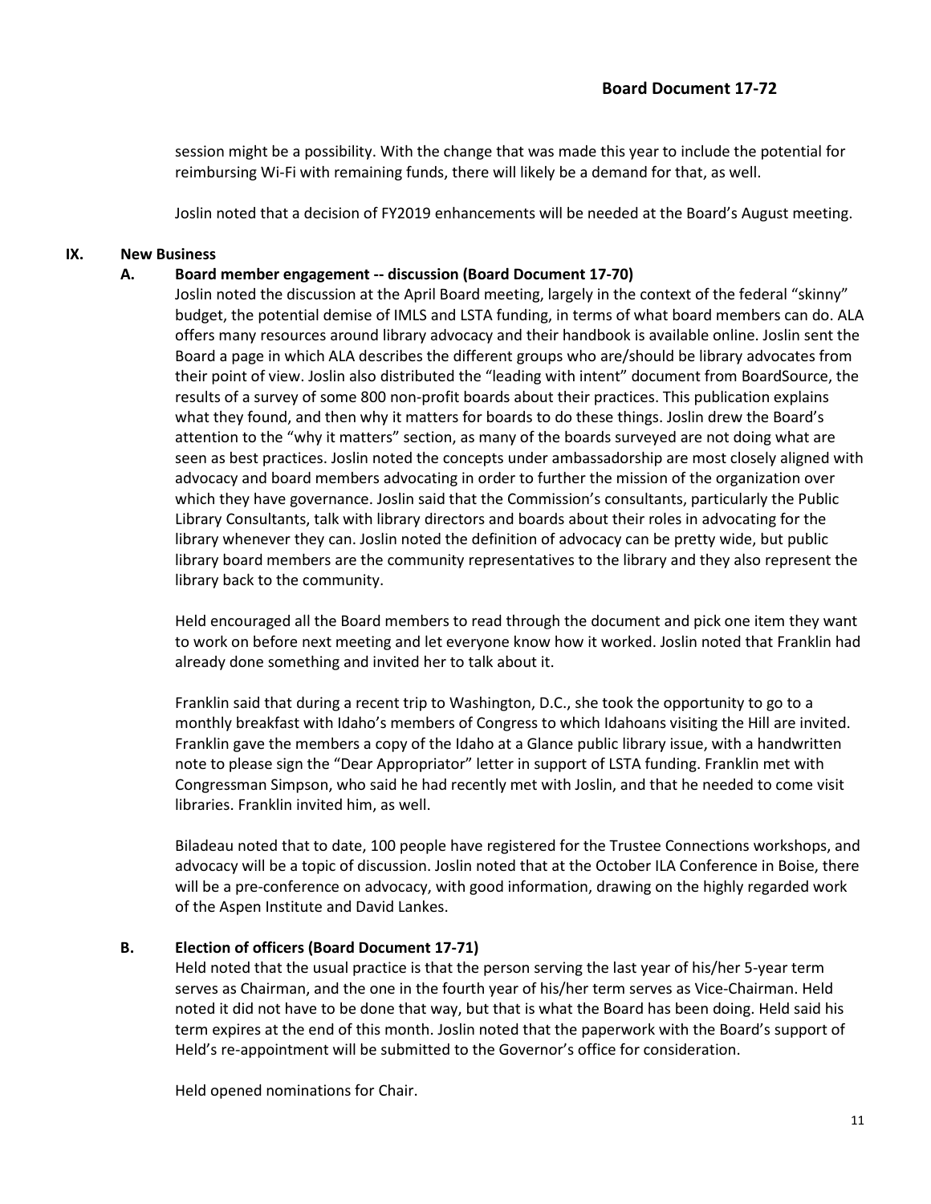session might be a possibility. With the change that was made this year to include the potential for reimbursing Wi-Fi with remaining funds, there will likely be a demand for that, as well.

Joslin noted that a decision of FY2019 enhancements will be needed at the Board's August meeting.

## IX. New Business

### A. Board member engagement -- discussion (Board Document 17-70)

Joslin noted the discussion at the April Board meeting, largely in the context of the federal "skinny" budget, the potential demise of IMLS and LSTA funding, in terms of what board members can do. ALA offers many resources around library advocacy and their handbook is available online. Joslin sent the Board a page in which ALA describes the different groups who are/should be library advocates from their point of view. Joslin also distributed the "leading with intent" document from BoardSource, the results of a survey of some 800 non-profit boards about their practices. This publication explains what they found, and then why it matters for boards to do these things. Joslin drew the Board's attention to the "why it matters" section, as many of the boards surveyed are not doing what are seen as best practices. Joslin noted the concepts under ambassadorship are most closely aligned with advocacy and board members advocating in order to further the mission of the organization over which they have governance. Joslin said that the Commission's consultants, particularly the Public Library Consultants, talk with library directors and boards about their roles in advocating for the library whenever they can. Joslin noted the definition of advocacy can be pretty wide, but public library board members are the community representatives to the library and they also represent the library back to the community.

Held encouraged all the Board members to read through the document and pick one item they want to work on before next meeting and let everyone know how it worked. Joslin noted that Franklin had already done something and invited her to talk about it.

Franklin said that during a recent trip to Washington, D.C., she took the opportunity to go to a monthly breakfast with Idaho's members of Congress to which Idahoans visiting the Hill are invited. Franklin gave the members a copy of the Idaho at a Glance public library issue, with a handwritten note to please sign the "Dear Appropriator" letter in support of LSTA funding. Franklin met with Congressman Simpson, who said he had recently met with Joslin, and that he needed to come visit libraries. Franklin invited him, as well.

Biladeau noted that to date, 100 people have registered for the Trustee Connections workshops, and advocacy will be a topic of discussion. Joslin noted that at the October ILA Conference in Boise, there will be a pre-conference on advocacy, with good information, drawing on the highly regarded work of the Aspen Institute and David Lankes.

### B. Election of officers (Board Document 17-71)

Held noted that the usual practice is that the person serving the last year of his/her 5-year term serves as Chairman, and the one in the fourth year of his/her term serves as Vice-Chairman. Held noted it did not have to be done that way, but that is what the Board has been doing. Held said his term expires at the end of this month. Joslin noted that the paperwork with the Board's support of Held's re-appointment will be submitted to the Governor's office for consideration.

Held opened nominations for Chair.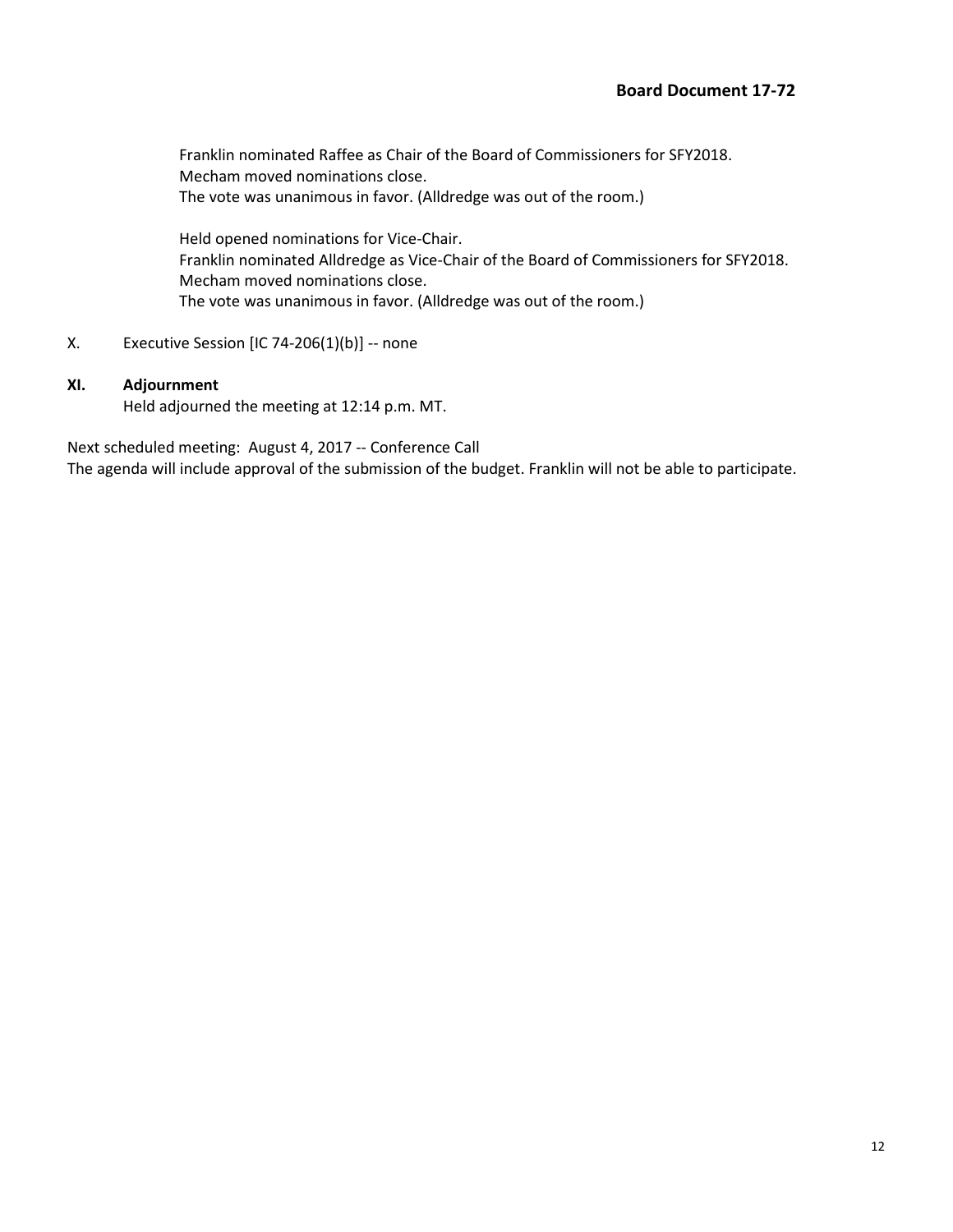Franklin nominated Raffee as Chair of the Board of Commissioners for SFY2018.
Mecham moved nominations close.
The vote was unanimous in favor. (Alldredge was out of the room.)

Held opened nominations for Vice-Chair.
Franklin nominated Alldredge as Vice-Chair of the Board of Commissioners for SFY2018.
Mecham moved nominations close.
The vote was unanimous in favor. (Alldredge was out of the room.)

X. Executive Session [IC 74-206(1)(b)] -- none

**XI. Adjournment**

Held adjourned the meeting at 12:14 p.m. MT.

Next scheduled meeting: August 4, 2017 -- Conference Call
The agenda will include approval of the submission of the budget. Franklin will not be able to participate.